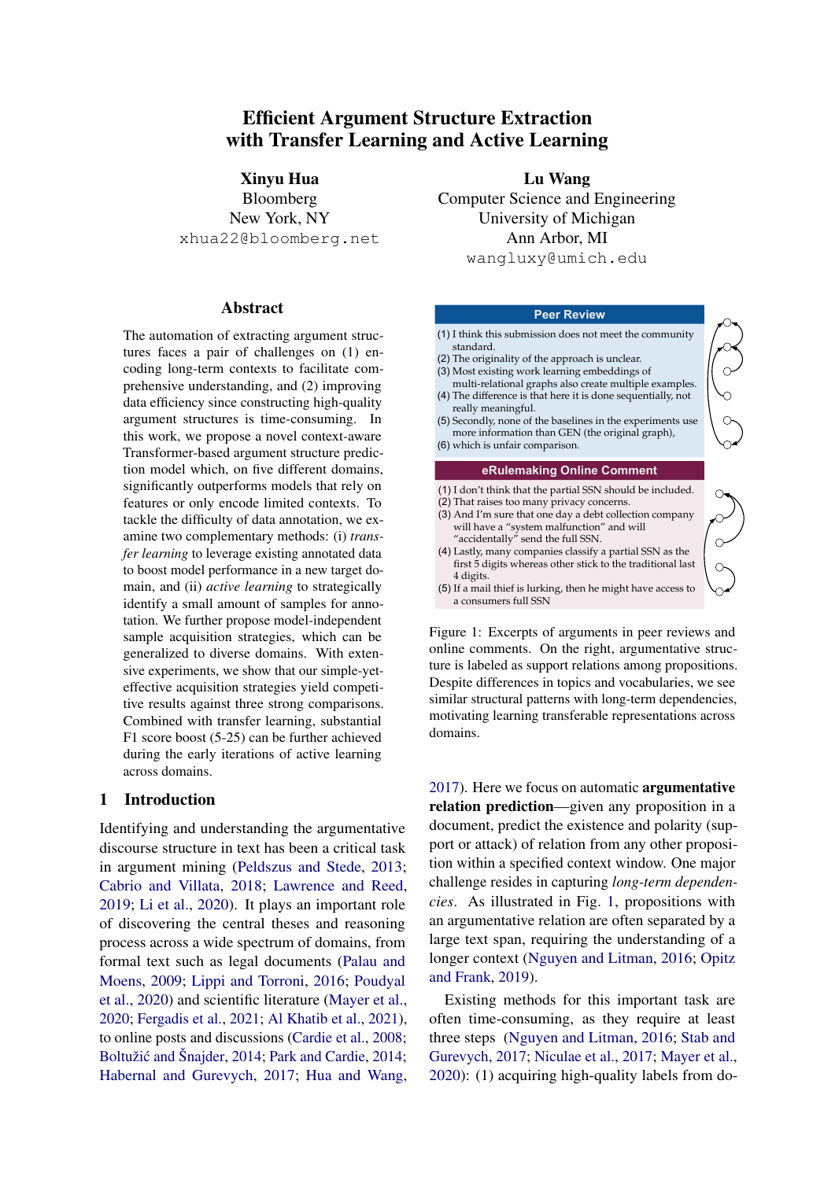# Efficient Argument Structure Extraction with Transfer Learning and Active Learning

**Xinyu Hua**
Bloomberg
New York, NY
xhua22@bloomberg.net

**Lu Wang**
Computer Science and Engineering
University of Michigan
Ann Arbor, MI
wangluxy@umich.edu

## Abstract

The automation of extracting argument structures faces a pair of challenges on (1) encoding long-term contexts to facilitate comprehensive understanding, and (2) improving data efficiency since constructing high-quality argument structures is time-consuming. In this work, we propose a novel context-aware Transformer-based argument structure prediction model which, on five different domains, significantly outperforms models that rely on features or only encode limited contexts. To tackle the difficulty of data annotation, we examine two complementary methods: (i) *transfer learning* to leverage existing annotated data to boost model performance in a new target domain, and (ii) *active learning* to strategically identify a small amount of samples for annotation. We further propose model-independent sample acquisition strategies, which can be generalized to diverse domains. With extensive experiments, we show that our simple-yet-effective acquisition strategies yield competitive results against three strong comparisons. Combined with transfer learning, substantial F1 score boost (5-25) can be further achieved during the early iterations of active learning across domains.

**Peer Review**

(1) I think this submission does not meet the community standard.
(2) The originality of the approach is unclear.
(3) Most existing work learning embeddings of multi-relational graphs also create multiple examples.
(4) The difference is that here it is done sequentially, not really meaningful.
(5) Secondly, none of the baselines in the experiments use more information than GEN (the original graph),
(6) which is unfair comparison.

**eRulemaking Online Comment**

(1) I don't think that the partial SSN should be included.
(2) That raises too many privacy concerns.
(3) And I'm sure that one day a debt collection company will have a "system malfunction" and will "accidentally" send the full SSN.
(4) Lastly, many companies classify a partial SSN as the first 5 digits whereas other stick to the traditional last 4 digits.
(5) If a mail thief is lurking, then he might have access to a consumers full SSN

Figure 1: Excerpts of arguments in peer reviews and online comments. On the right, argumentative structure is labeled as support relations among propositions. Despite differences in topics and vocabularies, we see similar structural patterns with long-term dependencies, motivating learning transferable representations across domains.

## 1 Introduction

Identifying and understanding the argumentative discourse structure in text has been a critical task in argument mining (Peldszus and Stede, 2013; Cabrio and Villata, 2018; Lawrence and Reed, 2019; Li et al., 2020). It plays an important role of discovering the central theses and reasoning process across a wide spectrum of domains, from formal text such as legal documents (Palau and Moens, 2009; Lippi and Torroni, 2016; Poudyal et al., 2020) and scientific literature (Mayer et al., 2020; Fergadis et al., 2021; Al Khatib et al., 2021), to online posts and discussions (Cardie et al., 2008; Boltužić and Šnajder, 2014; Park and Cardie, 2014; Habernal and Gurevych, 2017; Hua and Wang, 2017). Here we focus on automatic **argumentative relation prediction**—given any proposition in a document, predict the existence and polarity (support or attack) of relation from any other proposition within a specified context window. One major challenge resides in capturing *long-term dependencies*. As illustrated in Fig. 1, propositions with an argumentative relation are often separated by a large text span, requiring the understanding of a longer context (Nguyen and Litman, 2016; Opitz and Frank, 2019).

Existing methods for this important task are often time-consuming, as they require at least three steps (Nguyen and Litman, 2016; Stab and Gurevych, 2017; Niculae et al., 2017; Mayer et al., 2020): (1) acquiring high-quality labels from do-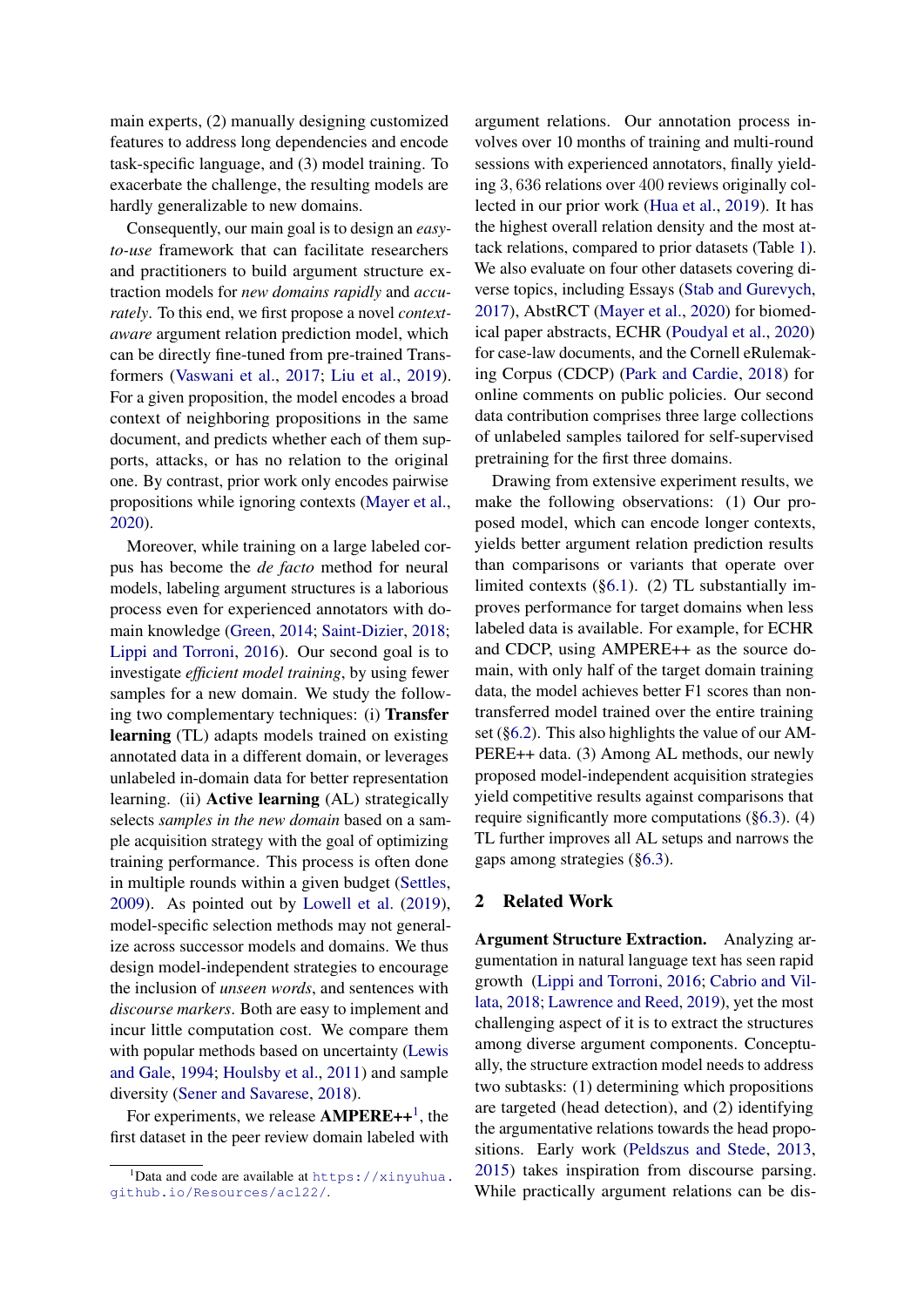main experts, (2) manually designing customized features to address long dependencies and encode task-specific language, and (3) model training. To exacerbate the challenge, the resulting models are hardly generalizable to new domains.

Consequently, our main goal is to design an *easy-to-use* framework that can facilitate researchers and practitioners to build argument structure extraction models for *new domains rapidly* and *accurately*. To this end, we first propose a novel *context-aware* argument relation prediction model, which can be directly fine-tuned from pre-trained Transformers (Vaswani et al., 2017; Liu et al., 2019). For a given proposition, the model encodes a broad context of neighboring propositions in the same document, and predicts whether each of them supports, attacks, or has no relation to the original one. By contrast, prior work only encodes pairwise propositions while ignoring contexts (Mayer et al., 2020).

Moreover, while training on a large labeled corpus has become the *de facto* method for neural models, labeling argument structures is a laborious process even for experienced annotators with domain knowledge (Green, 2014; Saint-Dizier, 2018; Lippi and Torroni, 2016). Our second goal is to investigate *efficient model training*, by using fewer samples for a new domain. We study the following two complementary techniques: (i) **Transfer learning** (TL) adapts models trained on existing annotated data in a different domain, or leverages unlabeled in-domain data for better representation learning. (ii) **Active learning** (AL) strategically selects *samples in the new domain* based on a sample acquisition strategy with the goal of optimizing training performance. This process is often done in multiple rounds within a given budget (Settles, 2009). As pointed out by Lowell et al. (2019), model-specific selection methods may not generalize across successor models and domains. We thus design model-independent strategies to encourage the inclusion of *unseen words*, and sentences with *discourse markers*. Both are easy to implement and incur little computation cost. We compare them with popular methods based on uncertainty (Lewis and Gale, 1994; Houlsby et al., 2011) and sample diversity (Sener and Savarese, 2018).

For experiments, we release **AMPERE++**[1], the first dataset in the peer review domain labeled with argument relations. Our annotation process involves over 10 months of training and multi-round sessions with experienced annotators, finally yielding 3,636 relations over 400 reviews originally collected in our prior work (Hua et al., 2019). It has the highest overall relation density and the most attack relations, compared to prior datasets (Table 1). We also evaluate on four other datasets covering diverse topics, including Essays (Stab and Gurevych, 2017), AbstRCT (Mayer et al., 2020) for biomedical paper abstracts, ECHR (Poudyal et al., 2020) for case-law documents, and the Cornell eRulemaking Corpus (CDCP) (Park and Cardie, 2018) for online comments on public policies. Our second data contribution comprises three large collections of unlabeled samples tailored for self-supervised pretraining for the first three domains.

Drawing from extensive experiment results, we make the following observations: (1) Our proposed model, which can encode longer contexts, yields better argument relation prediction results than comparisons or variants that operate over limited contexts (§6.1). (2) TL substantially improves performance for target domains when less labeled data is available. For example, for ECHR and CDCP, using AMPERE++ as the source domain, with only half of the target domain training data, the model achieves better F1 scores than non-transferred model trained over the entire training set (§6.2). This also highlights the value of our AMPERE++ data. (3) Among AL methods, our newly proposed model-independent acquisition strategies yield competitive results against comparisons that require significantly more computations (§6.3). (4) TL further improves all AL setups and narrows the gaps among strategies (§6.3).

## 2 Related Work

**Argument Structure Extraction.** Analyzing argumentation in natural language text has seen rapid growth (Lippi and Torroni, 2016; Cabrio and Villata, 2018; Lawrence and Reed, 2019), yet the most challenging aspect of it is to extract the structures among diverse argument components. Conceptually, the structure extraction model needs to address two subtasks: (1) determining which propositions are targeted (head detection), and (2) identifying the argumentative relations towards the head propositions. Early work (Peldszus and Stede, 2013, 2015) takes inspiration from discourse parsing. While practically argument relations can be dis-

[1] Data and code are available at https://xinyuhua.github.io/Resources/acl22/.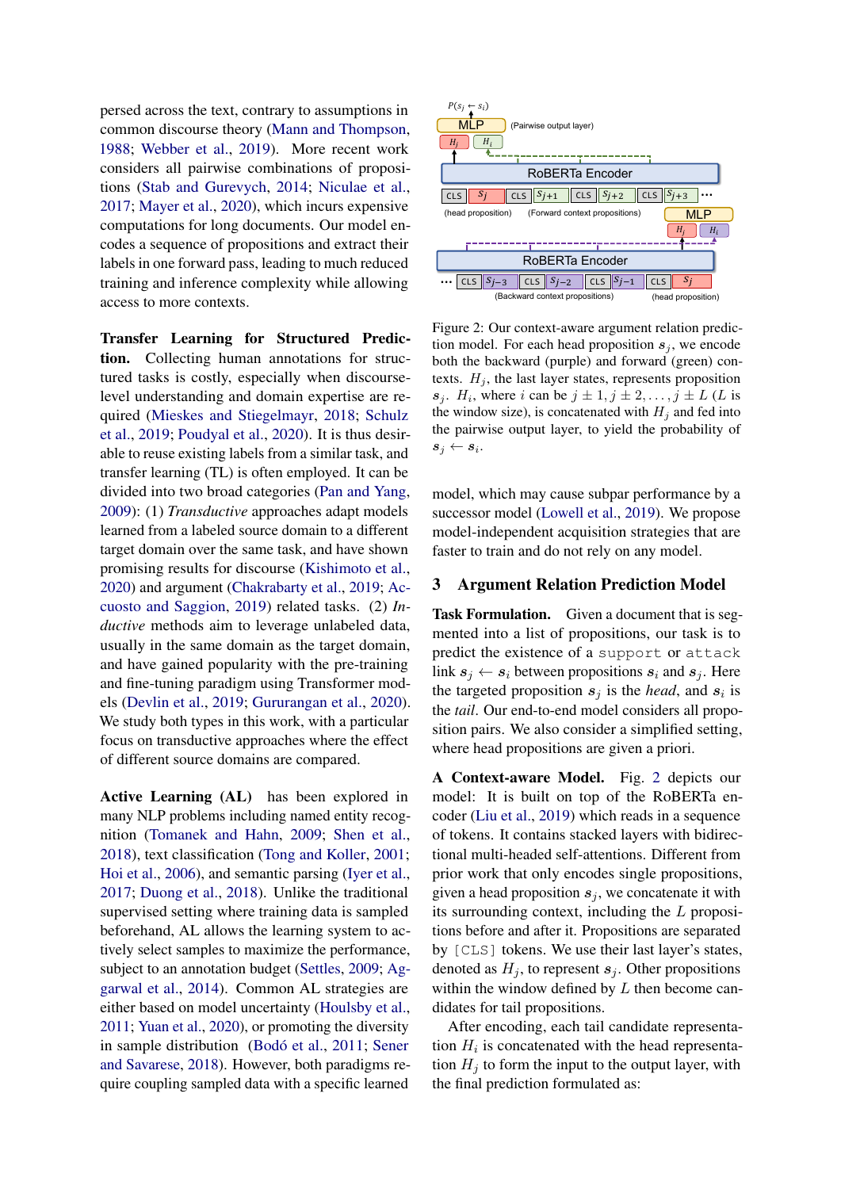persed across the text, contrary to assumptions in common discourse theory (Mann and Thompson, 1988; Webber et al., 2019). More recent work considers all pairwise combinations of propositions (Stab and Gurevych, 2014; Niculae et al., 2017; Mayer et al., 2020), which incurs expensive computations for long documents. Our model encodes a sequence of propositions and extract their labels in one forward pass, leading to much reduced training and inference complexity while allowing access to more contexts.

**Transfer Learning for Structured Prediction.** Collecting human annotations for structured tasks is costly, especially when discourse-level understanding and domain expertise are required (Mieskes and Stiegelmayr, 2018; Schulz et al., 2019; Poudyal et al., 2020). It is thus desirable to reuse existing labels from a similar task, and transfer learning (TL) is often employed. It can be divided into two broad categories (Pan and Yang, 2009): (1) *Transductive* approaches adapt models learned from a labeled source domain to a different target domain over the same task, and have shown promising results for discourse (Kishimoto et al., 2020) and argument (Chakrabarty et al., 2019; Accuosto and Saggion, 2019) related tasks. (2) *Inductive* methods aim to leverage unlabeled data, usually in the same domain as the target domain, and have gained popularity with the pre-training and fine-tuning paradigm using Transformer models (Devlin et al., 2019; Gururangan et al., 2020). We study both types in this work, with a particular focus on transductive approaches where the effect of different source domains are compared.

**Active Learning (AL)** has been explored in many NLP problems including named entity recognition (Tomanek and Hahn, 2009; Shen et al., 2018), text classification (Tong and Koller, 2001; Hoi et al., 2006), and semantic parsing (Iyer et al., 2017; Duong et al., 2018). Unlike the traditional supervised setting where training data is sampled beforehand, AL allows the learning system to actively select samples to maximize the performance, subject to an annotation budget (Settles, 2009; Aggarwal et al., 2014). Common AL strategies are either based on model uncertainty (Houlsby et al., 2011; Yuan et al., 2020), or promoting the diversity in sample distribution (Bodó et al., 2011; Sener and Savarese, 2018). However, both paradigms require coupling sampled data with a specific learned model, which may cause subpar performance by a successor model (Lowell et al., 2019). We propose model-independent acquisition strategies that are faster to train and do not rely on any model.

Figure 2: Our context-aware argument relation prediction model. For each head proposition $s_j$, we encode both the backward (purple) and forward (green) contexts. $H_j$, the last layer states, represents proposition $s_j$. $H_i$, where $i$ can be $j \pm 1, j \pm 2, \ldots, j \pm L$ ($L$ is the window size), is concatenated with $H_j$ and fed into the pairwise output layer, to yield the probability of $s_j \leftarrow s_i$.

## 3 Argument Relation Prediction Model

**Task Formulation.** Given a document that is segmented into a list of propositions, our task is to predict the existence of a `support` or `attack` link $s_j \leftarrow s_i$ between propositions $s_i$ and $s_j$. Here the targeted proposition $s_j$ is the *head*, and $s_i$ is the *tail*. Our end-to-end model considers all proposition pairs. We also consider a simplified setting, where head propositions are given a priori.

**A Context-aware Model.** Fig. 2 depicts our model: It is built on top of the RoBERTa encoder (Liu et al., 2019) which reads in a sequence of tokens. It contains stacked layers with bidirectional multi-headed self-attentions. Different from prior work that only encodes single propositions, given a head proposition $s_j$, we concatenate it with its surrounding context, including the $L$ propositions before and after it. Propositions are separated by `[CLS]` tokens. We use their last layer's states, denoted as $H_j$, to represent $s_j$. Other propositions within the window defined by $L$ then become candidates for tail propositions.

After encoding, each tail candidate representation $H_i$ is concatenated with the head representation $H_j$ to form the input to the output layer, with the final prediction formulated as: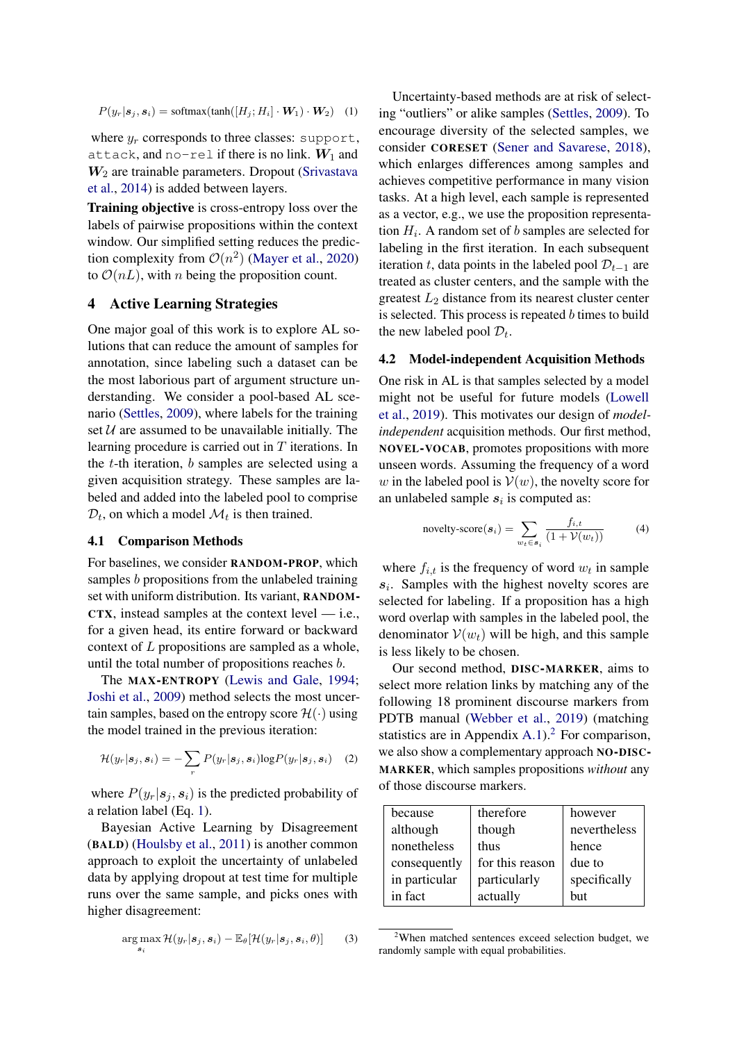$$P(y_r|\boldsymbol{s}_j, \boldsymbol{s}_i) = \text{softmax}(\tanh([H_j; H_i] \cdot \boldsymbol{W}_1) \cdot \boldsymbol{W}_2) \quad (1)$$

where $y_r$ corresponds to three classes: `support`, `attack`, and `no-rel` if there is no link. $\boldsymbol{W}_1$ and $\boldsymbol{W}_2$ are trainable parameters. Dropout (Srivastava et al., 2014) is added between layers.

**Training objective** is cross-entropy loss over the labels of pairwise propositions within the context window. Our simplified setting reduces the prediction complexity from $\mathcal{O}(n^2)$ (Mayer et al., 2020) to $\mathcal{O}(nL)$, with $n$ being the proposition count.

## 4 Active Learning Strategies

One major goal of this work is to explore AL solutions that can reduce the amount of samples for annotation, since labeling such a dataset can be the most laborious part of argument structure understanding. We consider a pool-based AL scenario (Settles, 2009), where labels for the training set $\mathcal{U}$ are assumed to be unavailable initially. The learning procedure is carried out in $T$ iterations. In the $t$-th iteration, $b$ samples are selected using a given acquisition strategy. These samples are labeled and added into the labeled pool to comprise $\mathcal{D}_t$, on which a model $\mathcal{M}_t$ is then trained.

### 4.1 Comparison Methods

For baselines, we consider **RANDOM-PROP**, which samples $b$ propositions from the unlabeled training set with uniform distribution. Its variant, **RANDOM-CTX**, instead samples at the context level — i.e., for a given head, its entire forward or backward context of $L$ propositions are sampled as a whole, until the total number of propositions reaches $b$.

The **MAX-ENTROPY** (Lewis and Gale, 1994; Joshi et al., 2009) method selects the most uncertain samples, based on the entropy score $\mathcal{H}(\cdot)$ using the model trained in the previous iteration:

$$\mathcal{H}(y_r|\boldsymbol{s}_j, \boldsymbol{s}_i) = -\sum_r P(y_r|\boldsymbol{s}_j, \boldsymbol{s}_i)\log P(y_r|\boldsymbol{s}_j, \boldsymbol{s}_i) \quad (2)$$

where $P(y_r|\boldsymbol{s}_j, \boldsymbol{s}_i)$ is the predicted probability of a relation label (Eq. 1).

Bayesian Active Learning by Disagreement (**BALD**) (Houlsby et al., 2011) is another common approach to exploit the uncertainty of unlabeled data by applying dropout at test time for multiple runs over the same sample, and picks ones with higher disagreement:

$$\arg\max_{\boldsymbol{s}_i} \mathcal{H}(y_r|\boldsymbol{s}_j, \boldsymbol{s}_i) - \mathbb{E}_\theta[\mathcal{H}(y_r|\boldsymbol{s}_j, \boldsymbol{s}_i, \theta)] \quad (3)$$

Uncertainty-based methods are at risk of selecting "outliers" or alike samples (Settles, 2009). To encourage diversity of the selected samples, we consider **CORESET** (Sener and Savarese, 2018), which enlarges differences among samples and achieves competitive performance in many vision tasks. At a high level, each sample is represented as a vector, e.g., we use the proposition representation $H_i$. A random set of $b$ samples are selected for labeling in the first iteration. In each subsequent iteration $t$, data points in the labeled pool $\mathcal{D}_{t-1}$ are treated as cluster centers, and the sample with the greatest $L_2$ distance from its nearest cluster center is selected. This process is repeated $b$ times to build the new labeled pool $\mathcal{D}_t$.

### 4.2 Model-independent Acquisition Methods

One risk in AL is that samples selected by a model might not be useful for future models (Lowell et al., 2019). This motivates our design of *model-independent* acquisition methods. Our first method, **NOVEL-VOCAB**, promotes propositions with more unseen words. Assuming the frequency of a word $w$ in the labeled pool is $\mathcal{V}(w)$, the novelty score for an unlabeled sample $\boldsymbol{s}_i$ is computed as:

$$\text{novelty-score}(\boldsymbol{s}_i) = \sum_{w_t \in \boldsymbol{s}_i} \frac{f_{i,t}}{(1 + \mathcal{V}(w_t))} \quad (4)$$

where $f_{i,t}$ is the frequency of word $w_t$ in sample $\boldsymbol{s}_i$. Samples with the highest novelty scores are selected for labeling. If a proposition has a high word overlap with samples in the labeled pool, the denominator $\mathcal{V}(w_t)$ will be high, and this sample is less likely to be chosen.

Our second method, **DISC-MARKER**, aims to select more relation links by matching any of the following 18 prominent discourse markers from PDTB manual (Webber et al., 2019) (matching statistics are in Appendix A.1).[2] For comparison, we also show a complementary approach **NO-DISC-MARKER**, which samples propositions *without* any of those discourse markers.

| because | therefore | however |
|---|---|---|
| although | though | nevertheless |
| nonetheless | thus | hence |
| consequently | for this reason | due to |
| in particular | particularly | specifically |
| in fact | actually | but |

[2] When matched sentences exceed selection budget, we randomly sample with equal probabilities.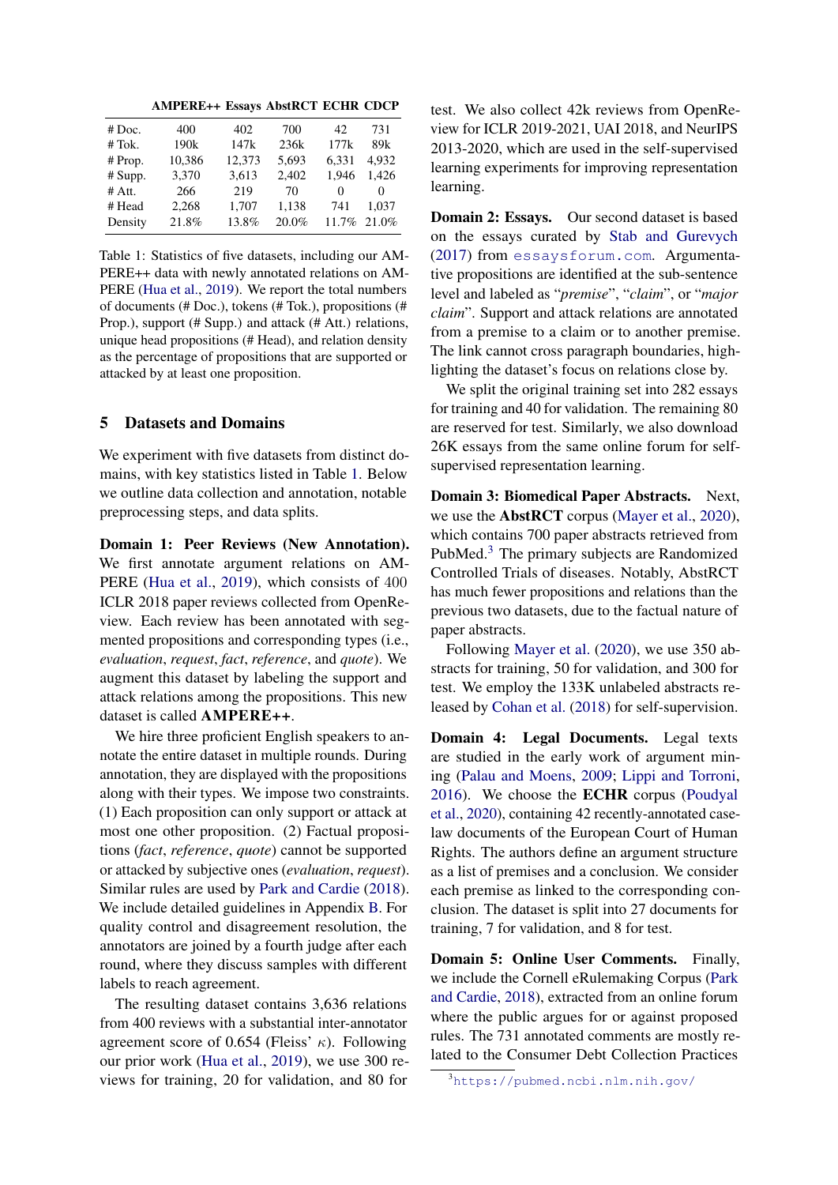| | AMPERE++ | Essays | AbstRCT | ECHR | CDCP |
|---|---|---|---|---|---|
| # Doc. | 400 | 402 | 700 | 42 | 731 |
| # Tok. | 190k | 147k | 236k | 177k | 89k |
| # Prop. | 10,386 | 12,373 | 5,693 | 6,331 | 4,932 |
| # Supp. | 3,370 | 3,613 | 2,402 | 1,946 | 1,426 |
| # Att. | 266 | 219 | 70 | 0 | 0 |
| # Head | 2,268 | 1,707 | 1,138 | 741 | 1,037 |
| Density | 21.8% | 13.8% | 20.0% | 11.7% | 21.0% |

Table 1: Statistics of five datasets, including our AMPERE++ data with newly annotated relations on AMPERE (Hua et al., 2019). We report the total numbers of documents (# Doc.), tokens (# Tok.), propositions (# Prop.), support (# Supp.) and attack (# Att.) relations, unique head propositions (# Head), and relation density as the percentage of propositions that are supported or attacked by at least one proposition.

## 5 Datasets and Domains

We experiment with five datasets from distinct domains, with key statistics listed in Table 1. Below we outline data collection and annotation, notable preprocessing steps, and data splits.

**Domain 1: Peer Reviews (New Annotation).** We first annotate argument relations on AMPERE (Hua et al., 2019), which consists of 400 ICLR 2018 paper reviews collected from OpenReview. Each review has been annotated with segmented propositions and corresponding types (i.e., *evaluation*, *request*, *fact*, *reference*, and *quote*). We augment this dataset by labeling the support and attack relations among the propositions. This new dataset is called **AMPERE++**.

We hire three proficient English speakers to annotate the entire dataset in multiple rounds. During annotation, they are displayed with the propositions along with their types. We impose two constraints. (1) Each proposition can only support or attack at most one other proposition. (2) Factual propositions (*fact*, *reference*, *quote*) cannot be supported or attacked by subjective ones (*evaluation*, *request*). Similar rules are used by Park and Cardie (2018). We include detailed guidelines in Appendix B. For quality control and disagreement resolution, the annotators are joined by a fourth judge after each round, where they discuss samples with different labels to reach agreement.

The resulting dataset contains 3,636 relations from 400 reviews with a substantial inter-annotator agreement score of 0.654 (Fleiss' $\kappa$). Following our prior work (Hua et al., 2019), we use 300 reviews for training, 20 for validation, and 80 for test. We also collect 42k reviews from OpenReview for ICLR 2019-2021, UAI 2018, and NeurIPS 2013-2020, which are used in the self-supervised learning experiments for improving representation learning.

**Domain 2: Essays.** Our second dataset is based on the essays curated by Stab and Gurevych (2017) from `essaysforum.com`. Argumentative propositions are identified at the sub-sentence level and labeled as "*premise*", "*claim*", or "*major claim*". Support and attack relations are annotated from a premise to a claim or to another premise. The link cannot cross paragraph boundaries, highlighting the dataset's focus on relations close by.

We split the original training set into 282 essays for training and 40 for validation. The remaining 80 are reserved for test. Similarly, we also download 26K essays from the same online forum for self-supervised representation learning.

**Domain 3: Biomedical Paper Abstracts.** Next, we use the **AbstRCT** corpus (Mayer et al., 2020), which contains 700 paper abstracts retrieved from PubMed.[3] The primary subjects are Randomized Controlled Trials of diseases. Notably, AbstRCT has much fewer propositions and relations than the previous two datasets, due to the factual nature of paper abstracts.

Following Mayer et al. (2020), we use 350 abstracts for training, 50 for validation, and 300 for test. We employ the 133K unlabeled abstracts released by Cohan et al. (2018) for self-supervision.

**Domain 4: Legal Documents.** Legal texts are studied in the early work of argument mining (Palau and Moens, 2009; Lippi and Torroni, 2016). We choose the **ECHR** corpus (Poudyal et al., 2020), containing 42 recently-annotated case-law documents of the European Court of Human Rights. The authors define an argument structure as a list of premises and a conclusion. We consider each premise as linked to the corresponding conclusion. The dataset is split into 27 documents for training, 7 for validation, and 8 for test.

**Domain 5: Online User Comments.** Finally, we include the Cornell eRulemaking Corpus (Park and Cardie, 2018), extracted from an online forum where the public argues for or against proposed rules. The 731 annotated comments are mostly related to the Consumer Debt Collection Practices

[3] `https://pubmed.ncbi.nlm.nih.gov/`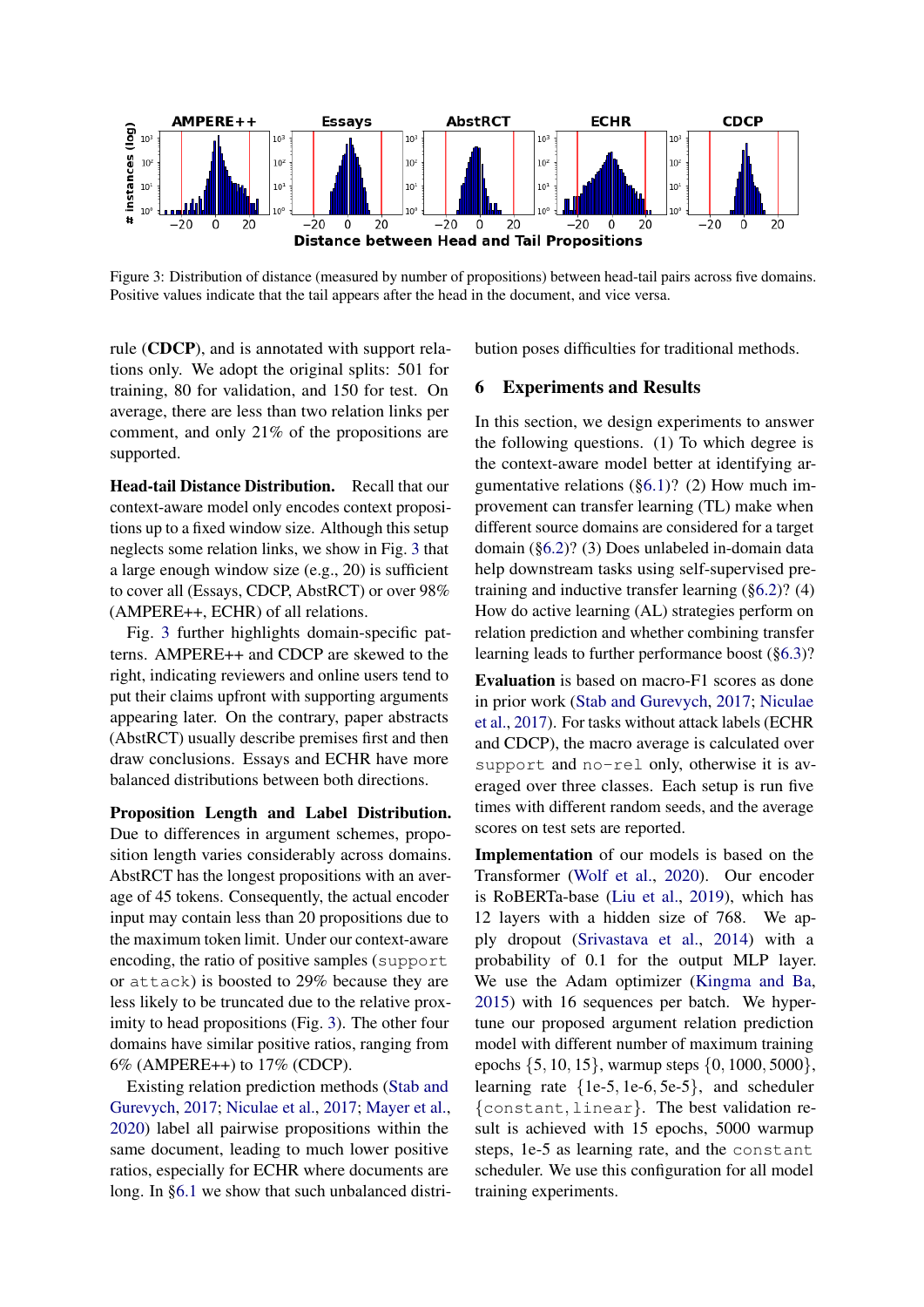Figure 3: Distribution of distance (measured by number of propositions) between head-tail pairs across five domains. Positive values indicate that the tail appears after the head in the document, and vice versa.

rule (**CDCP**), and is annotated with support relations only. We adopt the original splits: 501 for training, 80 for validation, and 150 for test. On average, there are less than two relation links per comment, and only 21% of the propositions are supported.

**Head-tail Distance Distribution.** Recall that our context-aware model only encodes context propositions up to a fixed window size. Although this setup neglects some relation links, we show in Fig. 3 that a large enough window size (e.g., 20) is sufficient to cover all (Essays, CDCP, AbstRCT) or over 98% (AMPERE++, ECHR) of all relations.

Fig. 3 further highlights domain-specific patterns. AMPERE++ and CDCP are skewed to the right, indicating reviewers and online users tend to put their claims upfront with supporting arguments appearing later. On the contrary, paper abstracts (AbstRCT) usually describe premises first and then draw conclusions. Essays and ECHR have more balanced distributions between both directions.

**Proposition Length and Label Distribution.** Due to differences in argument schemes, proposition length varies considerably across domains. AbstRCT has the longest propositions with an average of 45 tokens. Consequently, the actual encoder input may contain less than 20 propositions due to the maximum token limit. Under our context-aware encoding, the ratio of positive samples (`support` or `attack`) is boosted to 29% because they are less likely to be truncated due to the relative proximity to head propositions (Fig. 3). The other four domains have similar positive ratios, ranging from 6% (AMPERE++) to 17% (CDCP).

Existing relation prediction methods (Stab and Gurevych, 2017; Niculae et al., 2017; Mayer et al., 2020) label all pairwise propositions within the same document, leading to much lower positive ratios, especially for ECHR where documents are long. In §6.1 we show that such unbalanced distribution poses difficulties for traditional methods.

## 6 Experiments and Results

In this section, we design experiments to answer the following questions. (1) To which degree is the context-aware model better at identifying argumentative relations (§6.1)? (2) How much improvement can transfer learning (TL) make when different source domains are considered for a target domain (§6.2)? (3) Does unlabeled in-domain data help downstream tasks using self-supervised pretraining and inductive transfer learning (§6.2)? (4) How do active learning (AL) strategies perform on relation prediction and whether combining transfer learning leads to further performance boost (§6.3)?

**Evaluation** is based on macro-F1 scores as done in prior work (Stab and Gurevych, 2017; Niculae et al., 2017). For tasks without attack labels (ECHR and CDCP), the macro average is calculated over `support` and `no-rel` only, otherwise it is averaged over three classes. Each setup is run five times with different random seeds, and the average scores on test sets are reported.

**Implementation** of our models is based on the Transformer (Wolf et al., 2020). Our encoder is RoBERTa-base (Liu et al., 2019), which has 12 layers with a hidden size of 768. We apply dropout (Srivastava et al., 2014) with a probability of 0.1 for the output MLP layer. We use the Adam optimizer (Kingma and Ba, 2015) with 16 sequences per batch. We hypertune our proposed argument relation prediction model with different number of maximum training epochs $\{5, 10, 15\}$, warmup steps $\{0, 1000, 5000\}$, learning rate $\{1\text{e-}5, 1\text{e-}6, 5\text{e-}5\}$, and scheduler $\{\texttt{constant}, \texttt{linear}\}$. The best validation result is achieved with 15 epochs, 5000 warmup steps, 1e-5 as learning rate, and the `constant` scheduler. We use this configuration for all model training experiments.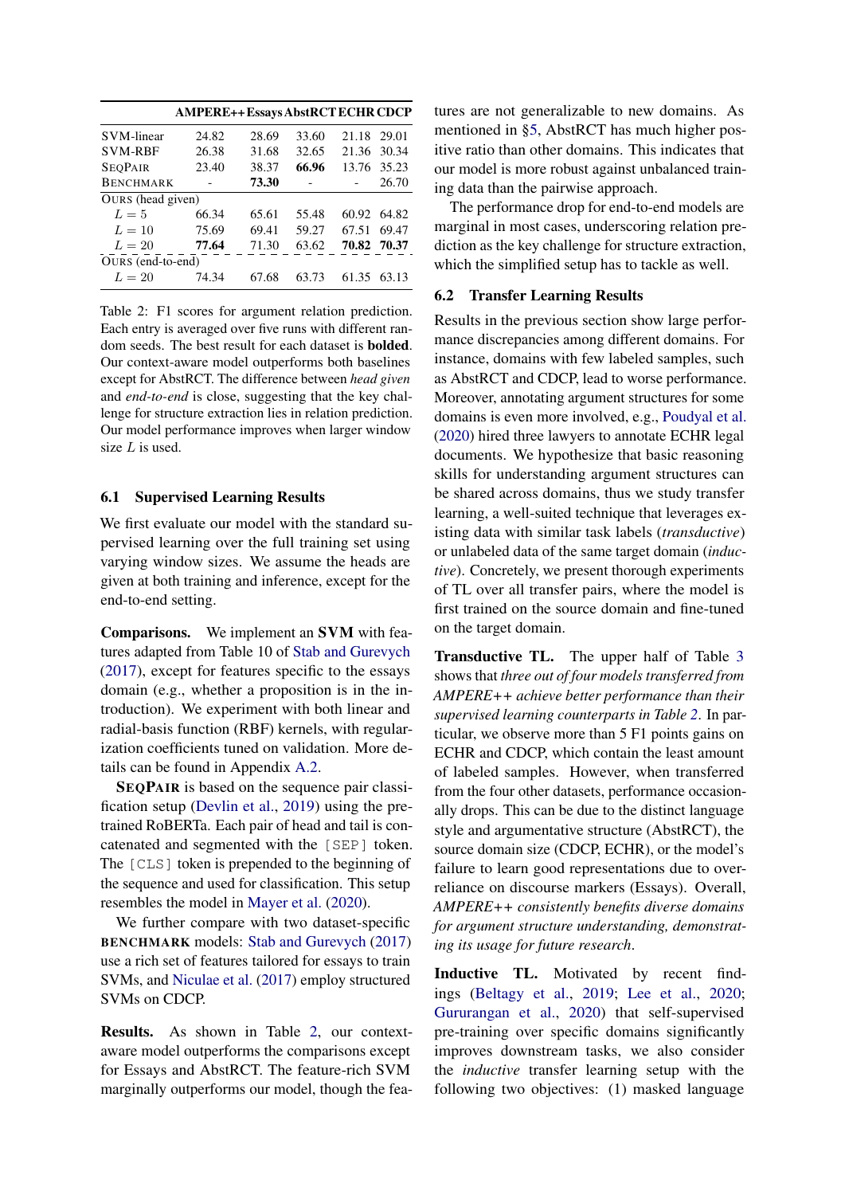| | AMPERE++ | Essays | AbstRCT | ECHR | CDCP |
|---|---|---|---|---|---|
| SVM-linear | 24.82 | 28.69 | 33.60 | 21.18 | 29.01 |
| SVM-RBF | 26.38 | 31.68 | 32.65 | 21.36 | 30.34 |
| SEQPAIR | 23.40 | 38.37 | **66.96** | 13.76 | 35.23 |
| BENCHMARK | - | **73.30** | - | - | 26.70 |
| OURS (head given) | | | | | |
| $L = 5$ | 66.34 | 65.61 | 55.48 | 60.92 | 64.82 |
| $L = 10$ | 75.69 | 69.41 | 59.27 | 67.51 | 69.47 |
| $L = 20$ | **77.64** | 71.30 | 63.62 | **70.82** | **70.37** |
| OURS (end-to-end) | | | | | |
| $L = 20$ | 74.34 | 67.68 | 63.73 | 61.35 | 63.13 |

Table 2: F1 scores for argument relation prediction. Each entry is averaged over five runs with different random seeds. The best result for each dataset is **bolded**. Our context-aware model outperforms both baselines except for AbstRCT. The difference between *head given* and *end-to-end* is close, suggesting that the key challenge for structure extraction lies in relation prediction. Our model performance improves when larger window size $L$ is used.

### 6.1 Supervised Learning Results

We first evaluate our model with the standard supervised learning over the full training set using varying window sizes. We assume the heads are given at both training and inference, except for the end-to-end setting.

**Comparisons.** We implement an **SVM** with features adapted from Table 10 of Stab and Gurevych (2017), except for features specific to the essays domain (e.g., whether a proposition is in the introduction). We experiment with both linear and radial-basis function (RBF) kernels, with regularization coefficients tuned on validation. More details can be found in Appendix A.2.

**SEQPAIR** is based on the sequence pair classification setup (Devlin et al., 2019) using the pretrained RoBERTa. Each pair of head and tail is concatenated and segmented with the [SEP] token. The [CLS] token is prepended to the beginning of the sequence and used for classification. This setup resembles the model in Mayer et al. (2020).

We further compare with two dataset-specific **BENCHMARK** models: Stab and Gurevych (2017) use a rich set of features tailored for essays to train SVMs, and Niculae et al. (2017) employ structured SVMs on CDCP.

**Results.** As shown in Table 2, our context-aware model outperforms the comparisons except for Essays and AbstRCT. The feature-rich SVM marginally outperforms our model, though the features are not generalizable to new domains. As mentioned in §5, AbstRCT has much higher positive ratio than other domains. This indicates that our model is more robust against unbalanced training data than the pairwise approach.

The performance drop for end-to-end models are marginal in most cases, underscoring relation prediction as the key challenge for structure extraction, which the simplified setup has to tackle as well.

### 6.2 Transfer Learning Results

Results in the previous section show large performance discrepancies among different domains. For instance, domains with few labeled samples, such as AbstRCT and CDCP, lead to worse performance. Moreover, annotating argument structures for some domains is even more involved, e.g., Poudyal et al. (2020) hired three lawyers to annotate ECHR legal documents. We hypothesize that basic reasoning skills for understanding argument structures can be shared across domains, thus we study transfer learning, a well-suited technique that leverages existing data with similar task labels (*transductive*) or unlabeled data of the same target domain (*inductive*). Concretely, we present thorough experiments of TL over all transfer pairs, where the model is first trained on the source domain and fine-tuned on the target domain.

**Transductive TL.** The upper half of Table 3 shows that *three out of four models transferred from AMPERE++ achieve better performance than their supervised learning counterparts in Table 2*. In particular, we observe more than 5 F1 points gains on ECHR and CDCP, which contain the least amount of labeled samples. However, when transferred from the four other datasets, performance occasionally drops. This can be due to the distinct language style and argumentative structure (AbstRCT), the source domain size (CDCP, ECHR), or the model's failure to learn good representations due to over-reliance on discourse markers (Essays). Overall, *AMPERE++ consistently benefits diverse domains for argument structure understanding, demonstrating its usage for future research*.

**Inductive TL.** Motivated by recent findings (Beltagy et al., 2019; Lee et al., 2020; Gururangan et al., 2020) that self-supervised pre-training over specific domains significantly improves downstream tasks, we also consider the *inductive* transfer learning setup with the following two objectives: (1) masked language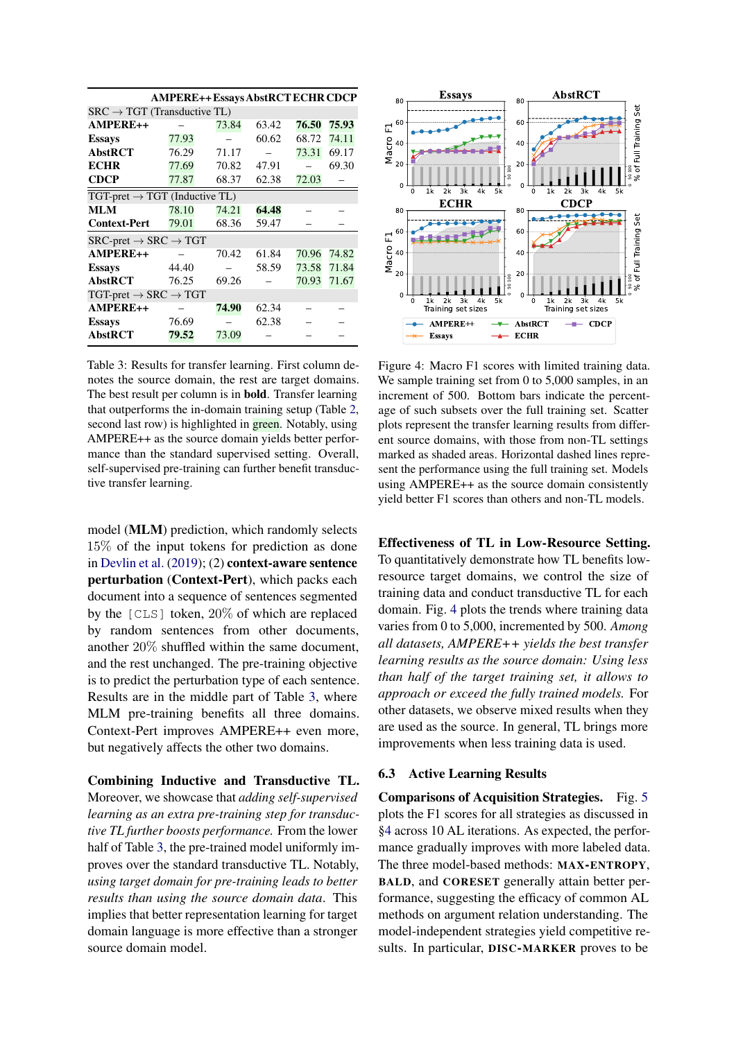| | AMPERE++ | Essays | AbstRCT | ECHR | CDCP |
|---|---|---|---|---|---|
| SRC → TGT (Transductive TL) | | | | | |
| **AMPERE++** | – | 73.84 | 63.42 | **76.50** | **75.93** |
| **Essays** | 77.93 | – | 60.62 | 68.72 | 74.11 |
| **AbstRCT** | 76.29 | 71.17 | – | 73.31 | 69.17 |
| **ECHR** | 77.69 | 70.82 | 47.91 | – | 69.30 |
| **CDCP** | 77.87 | 68.37 | 62.38 | 72.03 | – |
| TGT-pret → TGT (Inductive TL) | | | | | |
| **MLM** | 78.10 | 74.21 | **64.48** | – | – |
| **Context-Pert** | 79.01 | 68.36 | 59.47 | – | – |
| SRC-pret → SRC → TGT | | | | | |
| **AMPERE++** | – | 70.42 | 61.84 | 70.96 | 74.82 |
| **Essays** | 44.40 | – | 58.59 | 73.58 | 71.84 |
| **AbstRCT** | 76.25 | 69.26 | – | 70.93 | 71.67 |
| TGT-pret → SRC → TGT | | | | | |
| **AMPERE++** | – | **74.90** | 62.34 | – | – |
| **Essays** | 76.69 | – | 62.38 | – | – |
| **AbstRCT** | **79.52** | 73.09 | – | – | – |

Table 3: Results for transfer learning. First column denotes the source domain, the rest are target domains. The best result per column is in **bold**. Transfer learning that outperforms the in-domain training setup (Table 2, second last row) is highlighted in green. Notably, using AMPERE++ as the source domain yields better performance than the standard supervised setting. Overall, self-supervised pre-training can further benefit transductive transfer learning.

model (**MLM**) prediction, which randomly selects 15% of the input tokens for prediction as done in Devlin et al. (2019); (2) **context-aware sentence perturbation** (**Context-Pert**), which packs each document into a sequence of sentences segmented by the [CLS] token, 20% of which are replaced by random sentences from other documents, another 20% shuffled within the same document, and the rest unchanged. The pre-training objective is to predict the perturbation type of each sentence. Results are in the middle part of Table 3, where MLM pre-training benefits all three domains. Context-Pert improves AMPERE++ even more, but negatively affects the other two domains.

**Combining Inductive and Transductive TL.** Moreover, we showcase that *adding self-supervised learning as an extra pre-training step for transductive TL further boosts performance.* From the lower half of Table 3, the pre-trained model uniformly improves over the standard transductive TL. Notably, *using target domain for pre-training leads to better results than using the source domain data*. This implies that better representation learning for target domain language is more effective than a stronger source domain model.

Figure 4: Macro F1 scores with limited training data. We sample training set from 0 to 5,000 samples, in an increment of 500. Bottom bars indicate the percentage of such subsets over the full training set. Scatter plots represent the transfer learning results from different source domains, with those from non-TL settings marked as shaded areas. Horizontal dashed lines represent the performance using the full training set. Models using AMPERE++ as the source domain consistently yield better F1 scores than others and non-TL models.

**Effectiveness of TL in Low-Resource Setting.** To quantitatively demonstrate how TL benefits low-resource target domains, we control the size of training data and conduct transductive TL for each domain. Fig. 4 plots the trends where training data varies from 0 to 5,000, incremented by 500. *Among all datasets, AMPERE++ yields the best transfer learning results as the source domain: Using less than half of the target training set, it allows to approach or exceed the fully trained models.* For other datasets, we observe mixed results when they are used as the source. In general, TL brings more improvements when less training data is used.

### 6.3 Active Learning Results

**Comparisons of Acquisition Strategies.** Fig. 5 plots the F1 scores for all strategies as discussed in §4 across 10 AL iterations. As expected, the performance gradually improves with more labeled data. The three model-based methods: MAX-ENTROPY, BALD, and CORESET generally attain better performance, suggesting the efficacy of common AL methods on argument relation understanding. The model-independent strategies yield competitive results. In particular, DISC-MARKER proves to be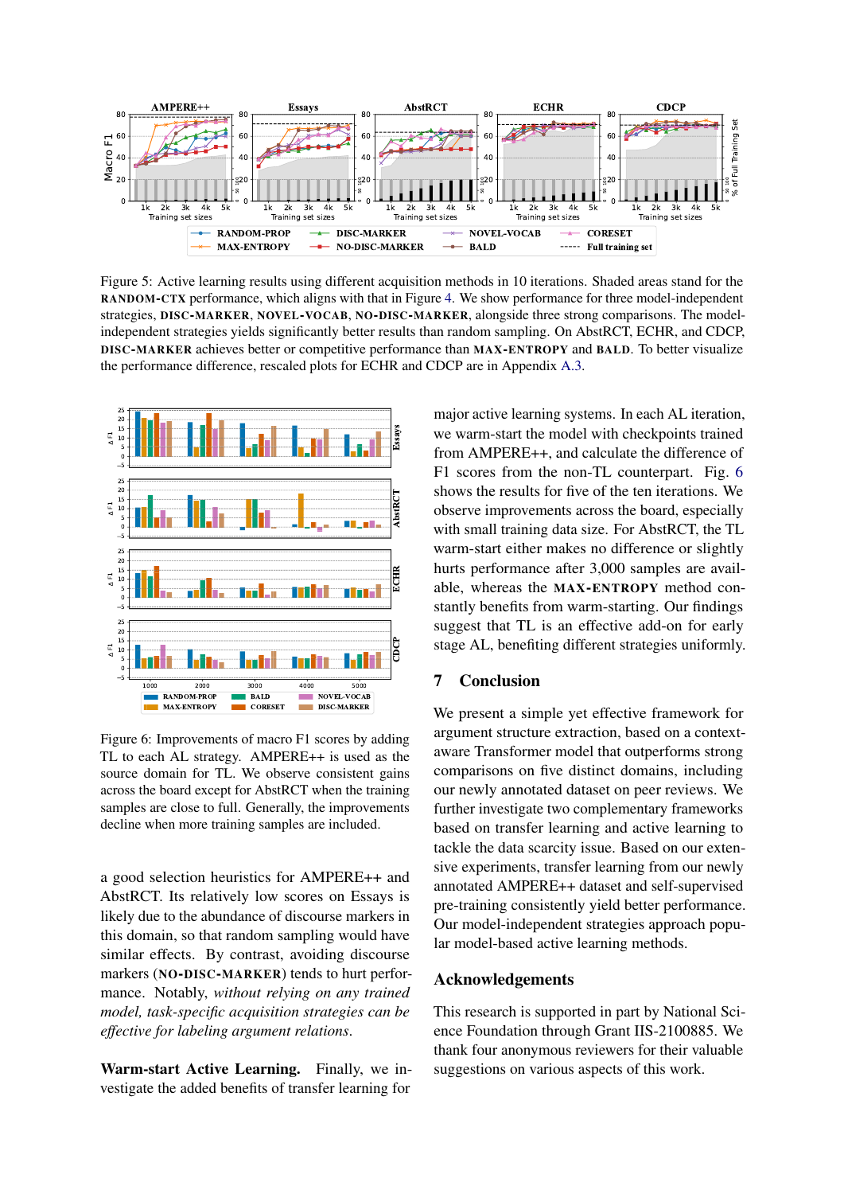Figure 5: Active learning results using different acquisition methods in 10 iterations. Shaded areas stand for the **RANDOM-CTX** performance, which aligns with that in Figure 4. We show performance for three model-independent strategies, **DISC-MARKER**, **NOVEL-VOCAB**, **NO-DISC-MARKER**, alongside three strong comparisons. The model-independent strategies yields significantly better results than random sampling. On AbstRCT, ECHR, and CDCP, **DISC-MARKER** achieves better or competitive performance than **MAX-ENTROPY** and **BALD**. To better visualize the performance difference, rescaled plots for ECHR and CDCP are in Appendix A.3.

Figure 6: Improvements of macro F1 scores by adding TL to each AL strategy. AMPERE++ is used as the source domain for TL. We observe consistent gains across the board except for AbstRCT when the training samples are close to full. Generally, the improvements decline when more training samples are included.

a good selection heuristics for AMPERE++ and AbstRCT. Its relatively low scores on Essays is likely due to the abundance of discourse markers in this domain, so that random sampling would have similar effects. By contrast, avoiding discourse markers (**NO-DISC-MARKER**) tends to hurt performance. Notably, *without relying on any trained model, task-specific acquisition strategies can be effective for labeling argument relations.*

**Warm-start Active Learning.** Finally, we investigate the added benefits of transfer learning for major active learning systems. In each AL iteration, we warm-start the model with checkpoints trained from AMPERE++, and calculate the difference of F1 scores from the non-TL counterpart. Fig. 6 shows the results for five of the ten iterations. We observe improvements across the board, especially with small training data size. For AbstRCT, the TL warm-start either makes no difference or slightly hurts performance after 3,000 samples are available, whereas the **MAX-ENTROPY** method constantly benefits from warm-starting. Our findings suggest that TL is an effective add-on for early stage AL, benefiting different strategies uniformly.

## 7 Conclusion

We present a simple yet effective framework for argument structure extraction, based on a context-aware Transformer model that outperforms strong comparisons on five distinct domains, including our newly annotated dataset on peer reviews. We further investigate two complementary frameworks based on transfer learning and active learning to tackle the data scarcity issue. Based on our extensive experiments, transfer learning from our newly annotated AMPERE++ dataset and self-supervised pre-training consistently yield better performance. Our model-independent strategies approach popular model-based active learning methods.

## Acknowledgements

This research is supported in part by National Science Foundation through Grant IIS-2100885. We thank four anonymous reviewers for their valuable suggestions on various aspects of this work.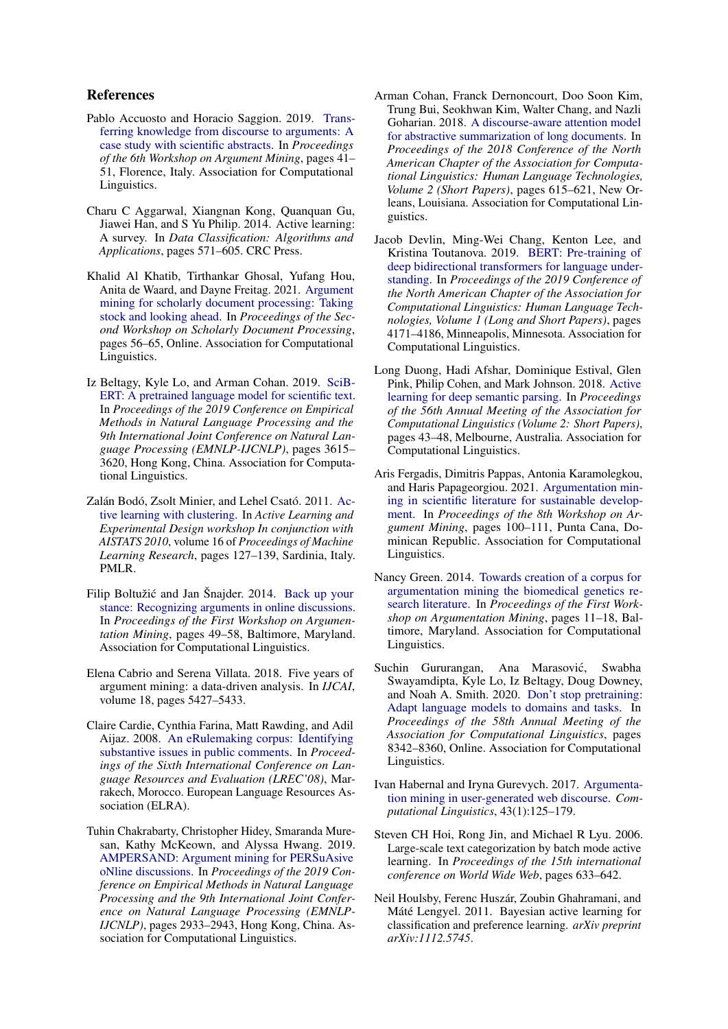## References

Pablo Accuosto and Horacio Saggion. 2019. Transferring knowledge from discourse to arguments: A case study with scientific abstracts. In *Proceedings of the 6th Workshop on Argument Mining*, pages 41–51, Florence, Italy. Association for Computational Linguistics.

Charu C Aggarwal, Xiangnan Kong, Quanquan Gu, Jiawei Han, and S Yu Philip. 2014. Active learning: A survey. In *Data Classification: Algorithms and Applications*, pages 571–605. CRC Press.

Khalid Al Khatib, Tirthankar Ghosal, Yufang Hou, Anita de Waard, and Dayne Freitag. 2021. Argument mining for scholarly document processing: Taking stock and looking ahead. In *Proceedings of the Second Workshop on Scholarly Document Processing*, pages 56–65, Online. Association for Computational Linguistics.

Iz Beltagy, Kyle Lo, and Arman Cohan. 2019. SciBERT: A pretrained language model for scientific text. In *Proceedings of the 2019 Conference on Empirical Methods in Natural Language Processing and the 9th International Joint Conference on Natural Language Processing (EMNLP-IJCNLP)*, pages 3615–3620, Hong Kong, China. Association for Computational Linguistics.

Zalán Bodó, Zsolt Minier, and Lehel Csató. 2011. Active learning with clustering. In *Active Learning and Experimental Design workshop In conjunction with AISTATS 2010*, volume 16 of *Proceedings of Machine Learning Research*, pages 127–139, Sardinia, Italy. PMLR.

Filip Boltužić and Jan Šnajder. 2014. Back up your stance: Recognizing arguments in online discussions. In *Proceedings of the First Workshop on Argumentation Mining*, pages 49–58, Baltimore, Maryland. Association for Computational Linguistics.

Elena Cabrio and Serena Villata. 2018. Five years of argument mining: a data-driven analysis. In *IJCAI*, volume 18, pages 5427–5433.

Claire Cardie, Cynthia Farina, Matt Rawding, and Adil Aijaz. 2008. An eRulemaking corpus: Identifying substantive issues in public comments. In *Proceedings of the Sixth International Conference on Language Resources and Evaluation (LREC'08)*, Marrakech, Morocco. European Language Resources Association (ELRA).

Tuhin Chakrabarty, Christopher Hidey, Smaranda Muresan, Kathy McKeown, and Alyssa Hwang. 2019. AMPERSAND: Argument mining for PERSuAsive oNline discussions. In *Proceedings of the 2019 Conference on Empirical Methods in Natural Language Processing and the 9th International Joint Conference on Natural Language Processing (EMNLP-IJCNLP)*, pages 2933–2943, Hong Kong, China. Association for Computational Linguistics.

Arman Cohan, Franck Dernoncourt, Doo Soon Kim, Trung Bui, Seokhwan Kim, Walter Chang, and Nazli Goharian. 2018. A discourse-aware attention model for abstractive summarization of long documents. In *Proceedings of the 2018 Conference of the North American Chapter of the Association for Computational Linguistics: Human Language Technologies, Volume 2 (Short Papers)*, pages 615–621, New Orleans, Louisiana. Association for Computational Linguistics.

Jacob Devlin, Ming-Wei Chang, Kenton Lee, and Kristina Toutanova. 2019. BERT: Pre-training of deep bidirectional transformers for language understanding. In *Proceedings of the 2019 Conference of the North American Chapter of the Association for Computational Linguistics: Human Language Technologies, Volume 1 (Long and Short Papers)*, pages 4171–4186, Minneapolis, Minnesota. Association for Computational Linguistics.

Long Duong, Hadi Afshar, Dominique Estival, Glen Pink, Philip Cohen, and Mark Johnson. 2018. Active learning for deep semantic parsing. In *Proceedings of the 56th Annual Meeting of the Association for Computational Linguistics (Volume 2: Short Papers)*, pages 43–48, Melbourne, Australia. Association for Computational Linguistics.

Aris Fergadis, Dimitris Pappas, Antonia Karamolegkou, and Haris Papageorgiou. 2021. Argumentation mining in scientific literature for sustainable development. In *Proceedings of the 8th Workshop on Argument Mining*, pages 100–111, Punta Cana, Dominican Republic. Association for Computational Linguistics.

Nancy Green. 2014. Towards creation of a corpus for argumentation mining the biomedical genetics research literature. In *Proceedings of the First Workshop on Argumentation Mining*, pages 11–18, Baltimore, Maryland. Association for Computational Linguistics.

Suchin Gururangan, Ana Marasović, Swabha Swayamdipta, Kyle Lo, Iz Beltagy, Doug Downey, and Noah A. Smith. 2020. Don't stop pretraining: Adapt language models to domains and tasks. In *Proceedings of the 58th Annual Meeting of the Association for Computational Linguistics*, pages 8342–8360, Online. Association for Computational Linguistics.

Ivan Habernal and Iryna Gurevych. 2017. Argumentation mining in user-generated web discourse. *Computational Linguistics*, 43(1):125–179.

Steven CH Hoi, Rong Jin, and Michael R Lyu. 2006. Large-scale text categorization by batch mode active learning. In *Proceedings of the 15th international conference on World Wide Web*, pages 633–642.

Neil Houlsby, Ferenc Huszár, Zoubin Ghahramani, and Máté Lengyel. 2011. Bayesian active learning for classification and preference learning. *arXiv preprint arXiv:1112.5745*.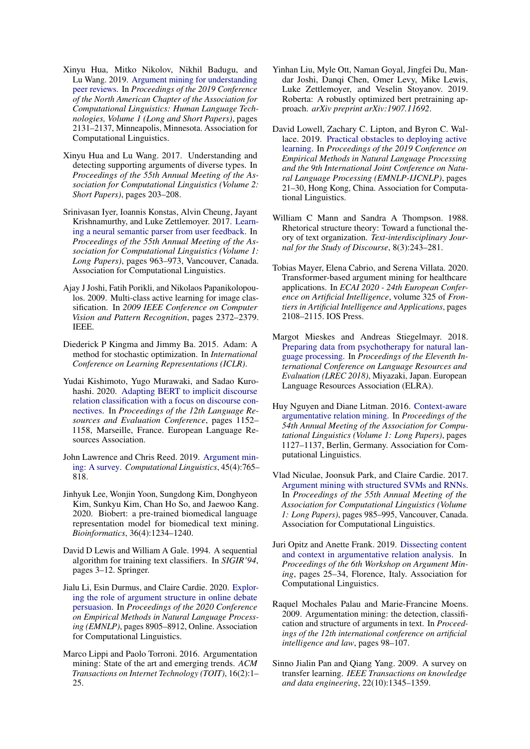Xinyu Hua, Mitko Nikolov, Nikhil Badugu, and Lu Wang. 2019. Argument mining for understanding peer reviews. In *Proceedings of the 2019 Conference of the North American Chapter of the Association for Computational Linguistics: Human Language Technologies, Volume 1 (Long and Short Papers)*, pages 2131–2137, Minneapolis, Minnesota. Association for Computational Linguistics.

Xinyu Hua and Lu Wang. 2017. Understanding and detecting supporting arguments of diverse types. In *Proceedings of the 55th Annual Meeting of the Association for Computational Linguistics (Volume 2: Short Papers)*, pages 203–208.

Srinivasan Iyer, Ioannis Konstas, Alvin Cheung, Jayant Krishnamurthy, and Luke Zettlemoyer. 2017. Learning a neural semantic parser from user feedback. In *Proceedings of the 55th Annual Meeting of the Association for Computational Linguistics (Volume 1: Long Papers)*, pages 963–973, Vancouver, Canada. Association for Computational Linguistics.

Ajay J Joshi, Fatih Porikli, and Nikolaos Papanikolopoulos. 2009. Multi-class active learning for image classification. In *2009 IEEE Conference on Computer Vision and Pattern Recognition*, pages 2372–2379. IEEE.

Diederick P Kingma and Jimmy Ba. 2015. Adam: A method for stochastic optimization. In *International Conference on Learning Representations (ICLR)*.

Yudai Kishimoto, Yugo Murawaki, and Sadao Kurohashi. 2020. Adapting BERT to implicit discourse relation classification with a focus on discourse connectives. In *Proceedings of the 12th Language Resources and Evaluation Conference*, pages 1152–1158, Marseille, France. European Language Resources Association.

John Lawrence and Chris Reed. 2019. Argument mining: A survey. *Computational Linguistics*, 45(4):765–818.

Jinhyuk Lee, Wonjin Yoon, Sungdong Kim, Donghyeon Kim, Sunkyu Kim, Chan Ho So, and Jaewoo Kang. 2020. Biobert: a pre-trained biomedical language representation model for biomedical text mining. *Bioinformatics*, 36(4):1234–1240.

David D Lewis and William A Gale. 1994. A sequential algorithm for training text classifiers. In *SIGIR'94*, pages 3–12. Springer.

Jialu Li, Esin Durmus, and Claire Cardie. 2020. Exploring the role of argument structure in online debate persuasion. In *Proceedings of the 2020 Conference on Empirical Methods in Natural Language Processing (EMNLP)*, pages 8905–8912, Online. Association for Computational Linguistics.

Marco Lippi and Paolo Torroni. 2016. Argumentation mining: State of the art and emerging trends. *ACM Transactions on Internet Technology (TOIT)*, 16(2):1–25.

Yinhan Liu, Myle Ott, Naman Goyal, Jingfei Du, Mandar Joshi, Danqi Chen, Omer Levy, Mike Lewis, Luke Zettlemoyer, and Veselin Stoyanov. 2019. Roberta: A robustly optimized bert pretraining approach. *arXiv preprint arXiv:1907.11692*.

David Lowell, Zachary C. Lipton, and Byron C. Wallace. 2019. Practical obstacles to deploying active learning. In *Proceedings of the 2019 Conference on Empirical Methods in Natural Language Processing and the 9th International Joint Conference on Natural Language Processing (EMNLP-IJCNLP)*, pages 21–30, Hong Kong, China. Association for Computational Linguistics.

William C Mann and Sandra A Thompson. 1988. Rhetorical structure theory: Toward a functional theory of text organization. *Text-interdisciplinary Journal for the Study of Discourse*, 8(3):243–281.

Tobias Mayer, Elena Cabrio, and Serena Villata. 2020. Transformer-based argument mining for healthcare applications. In *ECAI 2020 - 24th European Conference on Artificial Intelligence*, volume 325 of *Frontiers in Artificial Intelligence and Applications*, pages 2108–2115. IOS Press.

Margot Mieskes and Andreas Stiegelmayr. 2018. Preparing data from psychotherapy for natural language processing. In *Proceedings of the Eleventh International Conference on Language Resources and Evaluation (LREC 2018)*, Miyazaki, Japan. European Language Resources Association (ELRA).

Huy Nguyen and Diane Litman. 2016. Context-aware argumentative relation mining. In *Proceedings of the 54th Annual Meeting of the Association for Computational Linguistics (Volume 1: Long Papers)*, pages 1127–1137, Berlin, Germany. Association for Computational Linguistics.

Vlad Niculae, Joonsuk Park, and Claire Cardie. 2017. Argument mining with structured SVMs and RNNs. In *Proceedings of the 55th Annual Meeting of the Association for Computational Linguistics (Volume 1: Long Papers)*, pages 985–995, Vancouver, Canada. Association for Computational Linguistics.

Juri Opitz and Anette Frank. 2019. Dissecting content and context in argumentative relation analysis. In *Proceedings of the 6th Workshop on Argument Mining*, pages 25–34, Florence, Italy. Association for Computational Linguistics.

Raquel Mochales Palau and Marie-Francine Moens. 2009. Argumentation mining: the detection, classification and structure of arguments in text. In *Proceedings of the 12th international conference on artificial intelligence and law*, pages 98–107.

Sinno Jialin Pan and Qiang Yang. 2009. A survey on transfer learning. *IEEE Transactions on knowledge and data engineering*, 22(10):1345–1359.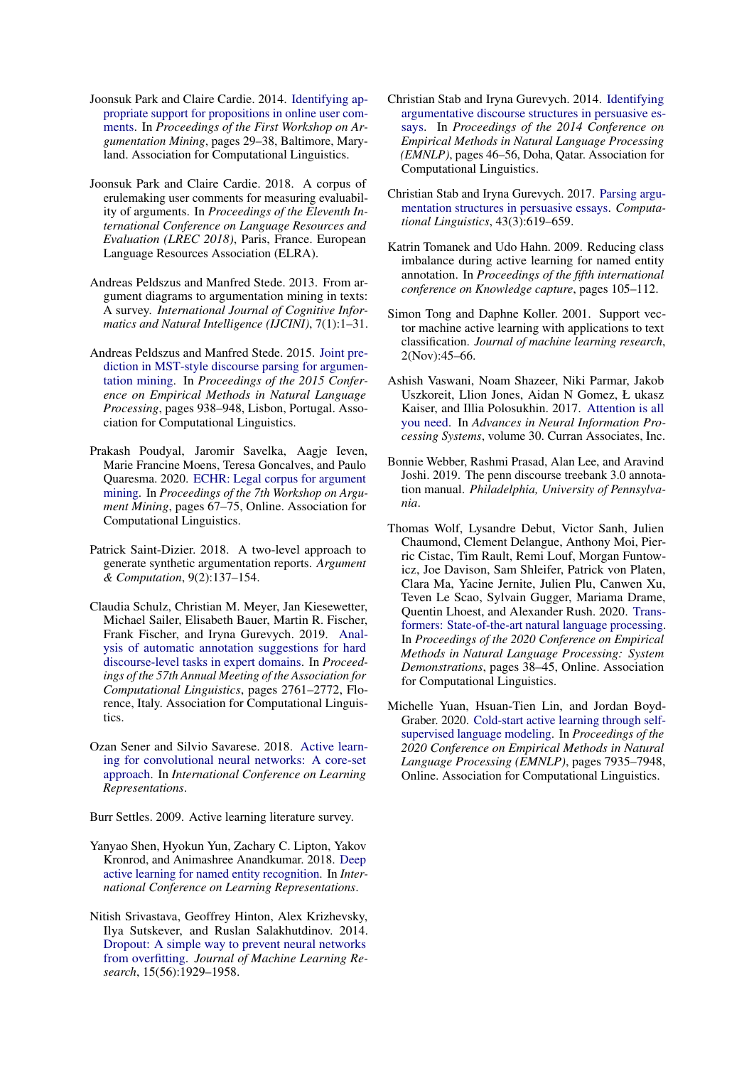Joonsuk Park and Claire Cardie. 2014. Identifying appropriate support for propositions in online user comments. In *Proceedings of the First Workshop on Argumentation Mining*, pages 29–38, Baltimore, Maryland. Association for Computational Linguistics.

Joonsuk Park and Claire Cardie. 2018. A corpus of erulemaking user comments for measuring evaluability of arguments. In *Proceedings of the Eleventh International Conference on Language Resources and Evaluation (LREC 2018)*, Paris, France. European Language Resources Association (ELRA).

Andreas Peldszus and Manfred Stede. 2013. From argument diagrams to argumentation mining in texts: A survey. *International Journal of Cognitive Informatics and Natural Intelligence (IJCINI)*, 7(1):1–31.

Andreas Peldszus and Manfred Stede. 2015. Joint prediction in MST-style discourse parsing for argumentation mining. In *Proceedings of the 2015 Conference on Empirical Methods in Natural Language Processing*, pages 938–948, Lisbon, Portugal. Association for Computational Linguistics.

Prakash Poudyal, Jaromir Savelka, Aagje Ieven, Marie Francine Moens, Teresa Goncalves, and Paulo Quaresma. 2020. ECHR: Legal corpus for argument mining. In *Proceedings of the 7th Workshop on Argument Mining*, pages 67–75, Online. Association for Computational Linguistics.

Patrick Saint-Dizier. 2018. A two-level approach to generate synthetic argumentation reports. *Argument & Computation*, 9(2):137–154.

Claudia Schulz, Christian M. Meyer, Jan Kiesewetter, Michael Sailer, Elisabeth Bauer, Martin R. Fischer, Frank Fischer, and Iryna Gurevych. 2019. Analysis of automatic annotation suggestions for hard discourse-level tasks in expert domains. In *Proceedings of the 57th Annual Meeting of the Association for Computational Linguistics*, pages 2761–2772, Florence, Italy. Association for Computational Linguistics.

Ozan Sener and Silvio Savarese. 2018. Active learning for convolutional neural networks: A core-set approach. In *International Conference on Learning Representations*.

Burr Settles. 2009. Active learning literature survey.

Yanyao Shen, Hyokun Yun, Zachary C. Lipton, Yakov Kronrod, and Animashree Anandkumar. 2018. Deep active learning for named entity recognition. In *International Conference on Learning Representations*.

Nitish Srivastava, Geoffrey Hinton, Alex Krizhevsky, Ilya Sutskever, and Ruslan Salakhutdinov. 2014. Dropout: A simple way to prevent neural networks from overfitting. *Journal of Machine Learning Research*, 15(56):1929–1958.

Christian Stab and Iryna Gurevych. 2014. Identifying argumentative discourse structures in persuasive essays. In *Proceedings of the 2014 Conference on Empirical Methods in Natural Language Processing (EMNLP)*, pages 46–56, Doha, Qatar. Association for Computational Linguistics.

Christian Stab and Iryna Gurevych. 2017. Parsing argumentation structures in persuasive essays. *Computational Linguistics*, 43(3):619–659.

Katrin Tomanek and Udo Hahn. 2009. Reducing class imbalance during active learning for named entity annotation. In *Proceedings of the fifth international conference on Knowledge capture*, pages 105–112.

Simon Tong and Daphne Koller. 2001. Support vector machine active learning with applications to text classification. *Journal of machine learning research*, 2(Nov):45–66.

Ashish Vaswani, Noam Shazeer, Niki Parmar, Jakob Uszkoreit, Llion Jones, Aidan N Gomez, Ł ukasz Kaiser, and Illia Polosukhin. 2017. Attention is all you need. In *Advances in Neural Information Processing Systems*, volume 30. Curran Associates, Inc.

Bonnie Webber, Rashmi Prasad, Alan Lee, and Aravind Joshi. 2019. The penn discourse treebank 3.0 annotation manual. *Philadelphia, University of Pennsylvania*.

Thomas Wolf, Lysandre Debut, Victor Sanh, Julien Chaumond, Clement Delangue, Anthony Moi, Pierric Cistac, Tim Rault, Remi Louf, Morgan Funtowicz, Joe Davison, Sam Shleifer, Patrick von Platen, Clara Ma, Yacine Jernite, Julien Plu, Canwen Xu, Teven Le Scao, Sylvain Gugger, Mariama Drame, Quentin Lhoest, and Alexander Rush. 2020. Transformers: State-of-the-art natural language processing. In *Proceedings of the 2020 Conference on Empirical Methods in Natural Language Processing: System Demonstrations*, pages 38–45, Online. Association for Computational Linguistics.

Michelle Yuan, Hsuan-Tien Lin, and Jordan Boyd-Graber. 2020. Cold-start active learning through self-supervised language modeling. In *Proceedings of the 2020 Conference on Empirical Methods in Natural Language Processing (EMNLP)*, pages 7935–7948, Online. Association for Computational Linguistics.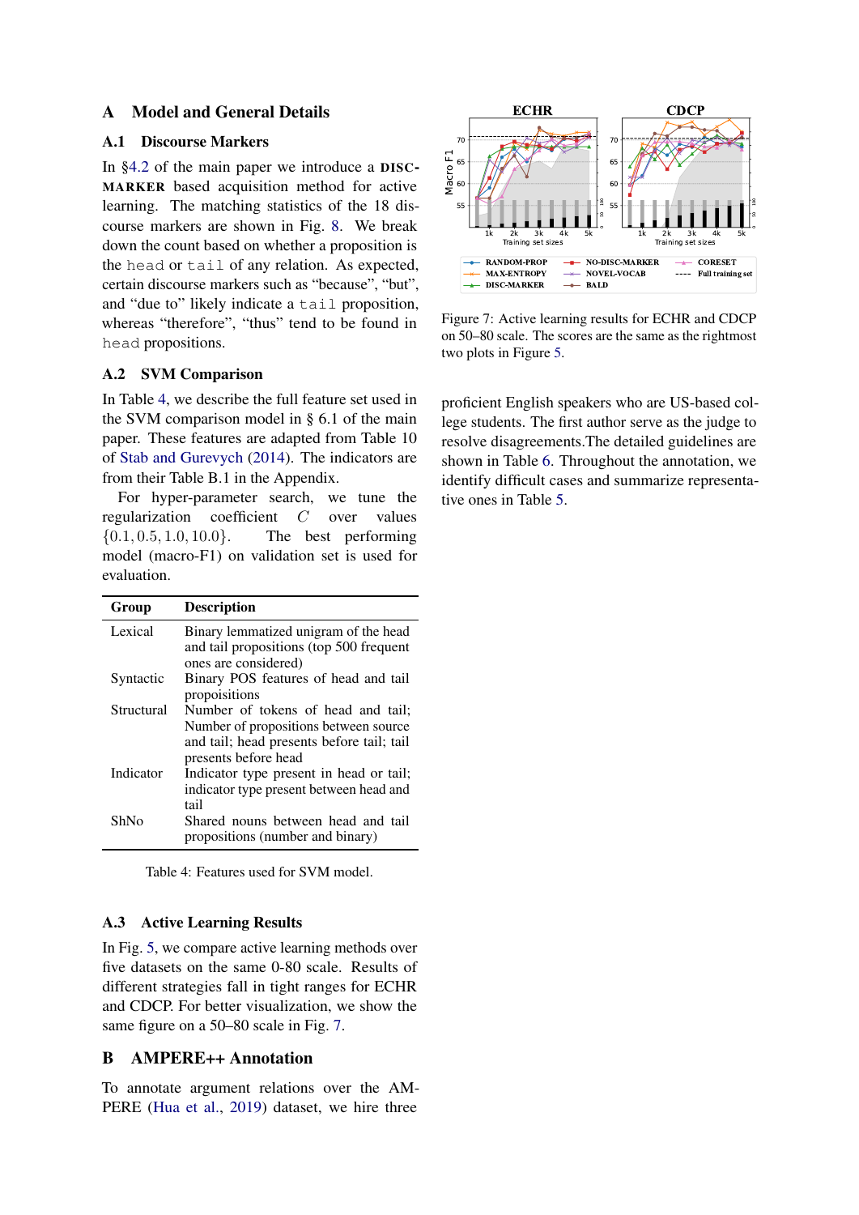# A Model and General Details

## A.1 Discourse Markers

In §4.2 of the main paper we introduce a DISC-MARKER based acquisition method for active learning. The matching statistics of the 18 discourse markers are shown in Fig. 8. We break down the count based on whether a proposition is the `head` or `tail` of any relation. As expected, certain discourse markers such as "because", "but", and "due to" likely indicate a `tail` proposition, whereas "therefore", "thus" tend to be found in `head` propositions.

## A.2 SVM Comparison

In Table 4, we describe the full feature set used in the SVM comparison model in § 6.1 of the main paper. These features are adapted from Table 10 of Stab and Gurevych (2014). The indicators are from their Table B.1 in the Appendix.

For hyper-parameter search, we tune the regularization coefficient $C$ over values $\{0.1, 0.5, 1.0, 10.0\}$. The best performing model (macro-F1) on validation set is used for evaluation.

| Group | Description |
|---|---|
| Lexical | Binary lemmatized unigram of the head and tail propositions (top 500 frequent ones are considered) |
| Syntactic | Binary POS features of head and tail propoisitions |
| Structural | Number of tokens of head and tail; Number of propositions between source and tail; head presents before tail; tail presents before head |
| Indicator | Indicator type present in head or tail; indicator type present between head and tail |
| ShNo | Shared nouns between head and tail propositions (number and binary) |

Table 4: Features used for SVM model.

## A.3 Active Learning Results

In Fig. 5, we compare active learning methods over five datasets on the same 0-80 scale. Results of different strategies fall in tight ranges for ECHR and CDCP. For better visualization, we show the same figure on a 50–80 scale in Fig. 7.

Figure 7: Active learning results for ECHR and CDCP on 50–80 scale. The scores are the same as the rightmost two plots in Figure 5.

# B AMPERE++ Annotation

To annotate argument relations over the AMPERE (Hua et al., 2019) dataset, we hire three proficient English speakers who are US-based college students. The first author serve as the judge to resolve disagreements.The detailed guidelines are shown in Table 6. Throughout the annotation, we identify difficult cases and summarize representative ones in Table 5.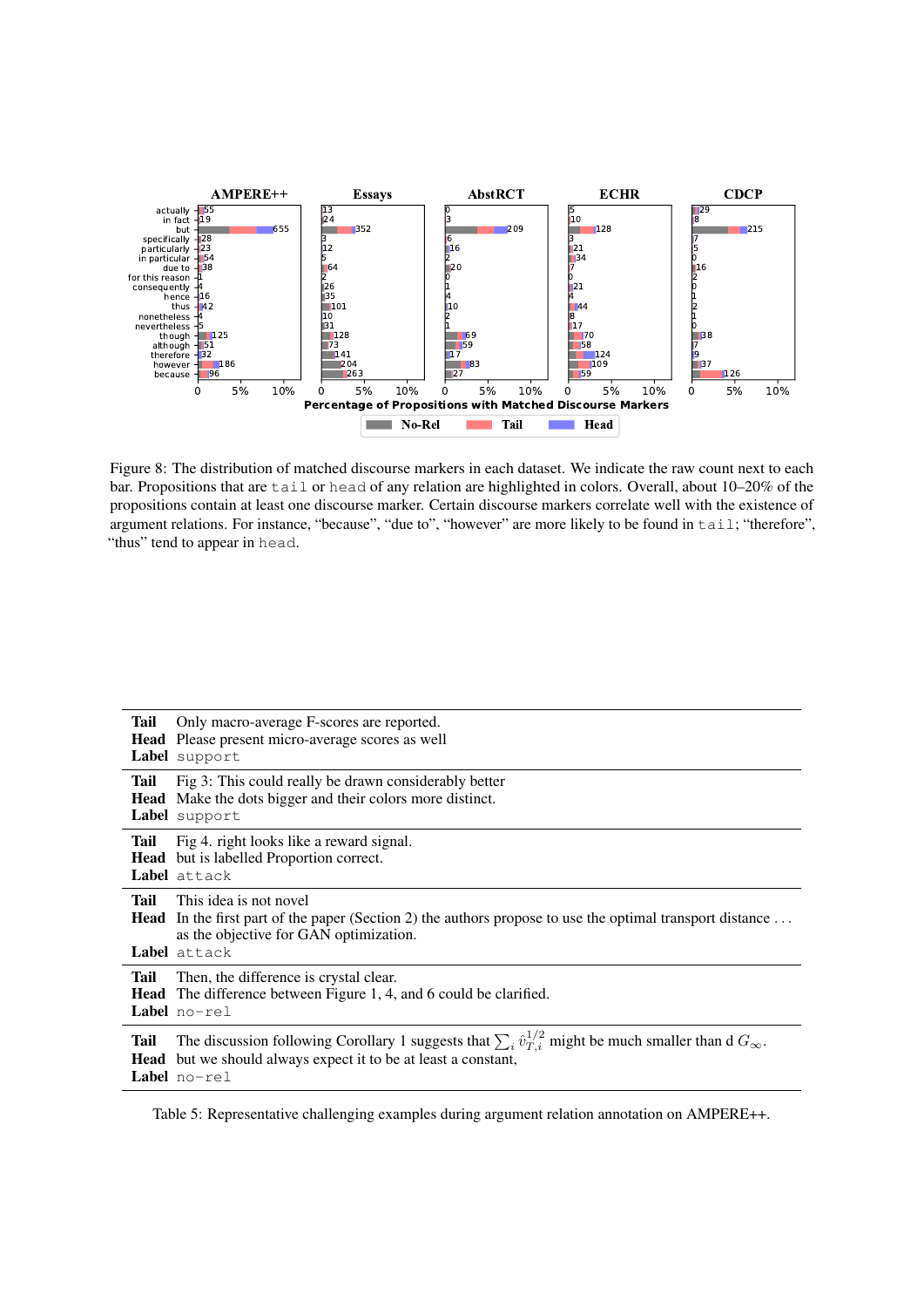Figure 8: The distribution of matched discourse markers in each dataset. We indicate the raw count next to each bar. Propositions that are `tail` or `head` of any relation are highlighted in colors. Overall, about 10–20% of the propositions contain at least one discourse marker. Certain discourse markers correlate well with the existence of argument relations. For instance, "because", "due to", "however" are more likely to be found in `tail`; "therefore", "thus" tend to appear in `head`.

| | |
|---|---|
| **Tail** | Only macro-average F-scores are reported. |
| **Head** | Please present micro-average scores as well |
| **Label** | `support` |
| **Tail** | Fig 3: This could really be drawn considerably better |
| **Head** | Make the dots bigger and their colors more distinct. |
| **Label** | `support` |
| **Tail** | Fig 4. right looks like a reward signal. |
| **Head** | but is labelled Proportion correct. |
| **Label** | `attack` |
| **Tail** | This idea is not novel |
| **Head** | In the first part of the paper (Section 2) the authors propose to use the optimal transport distance ... as the objective for GAN optimization. |
| **Label** | `attack` |
| **Tail** | Then, the difference is crystal clear. |
| **Head** | The difference between Figure 1, 4, and 6 could be clarified. |
| **Label** | `no-rel` |
| **Tail** | The discussion following Corollary 1 suggests that $\sum_i \hat{v}_{T,i}^{1/2}$ might be much smaller than d $G_\infty$. |
| **Head** | but we should always expect it to be at least a constant, |
| **Label** | `no-rel` |

Table 5: Representative challenging examples during argument relation annotation on AMPERE++.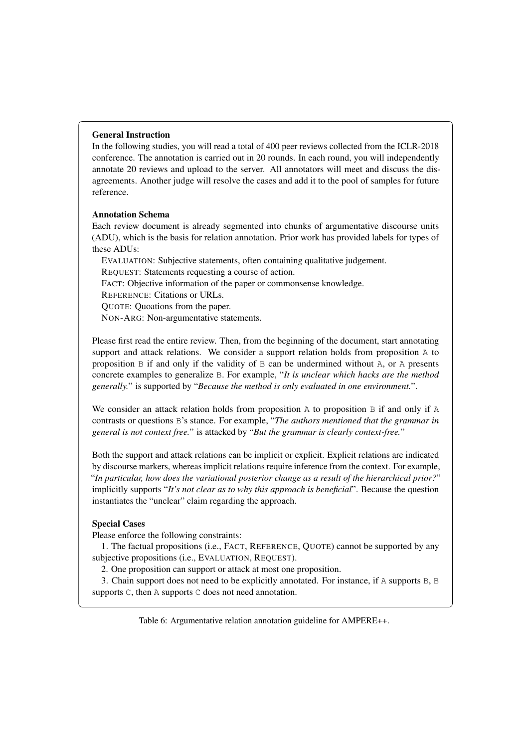**General Instruction**

In the following studies, you will read a total of 400 peer reviews collected from the ICLR-2018 conference. The annotation is carried out in 20 rounds. In each round, you will independently annotate 20 reviews and upload to the server. All annotators will meet and discuss the disagreements. Another judge will resolve the cases and add it to the pool of samples for future reference.

**Annotation Schema**

Each review document is already segmented into chunks of argumentative discourse units (ADU), which is the basis for relation annotation. Prior work has provided labels for types of these ADUs:

EVALUATION: Subjective statements, often containing qualitative judgement.
REQUEST: Statements requesting a course of action.
FACT: Objective information of the paper or commonsense knowledge.
REFERENCE: Citations or URLs.
QUOTE: Quoations from the paper.
NON-ARG: Non-argumentative statements.

Please first read the entire review. Then, from the beginning of the document, start annotating support and attack relations. We consider a support relation holds from proposition `A` to proposition `B` if and only if the validity of `B` can be undermined without `A`, or `A` presents concrete examples to generalize `B`. For example, "*It is unclear which hacks are the method generally.*" is supported by "*Because the method is only evaluated in one environment.*".

We consider an attack relation holds from proposition `A` to proposition `B` if and only if `A` contrasts or questions `B`'s stance. For example, "*The authors mentioned that the grammar in general is not context free.*" is attacked by "*But the grammar is clearly context-free.*"

Both the support and attack relations can be implicit or explicit. Explicit relations are indicated by discourse markers, whereas implicit relations require inference from the context. For example, "*In particular, how does the variational posterior change as a result of the hierarchical prior?*" implicitly supports "*It's not clear as to why this approach is beneficial*". Because the question instantiates the "unclear" claim regarding the approach.

**Special Cases**

Please enforce the following constraints:

1. The factual propositions (i.e., FACT, REFERENCE, QUOTE) cannot be supported by any subjective propositions (i.e., EVALUATION, REQUEST).
2. One proposition can support or attack at most one proposition.
3. Chain support does not need to be explicitly annotated. For instance, if `A` supports `B`, `B` supports `C`, then `A` supports `C` does not need annotation.

Table 6: Argumentative relation annotation guideline for AMPERE++.